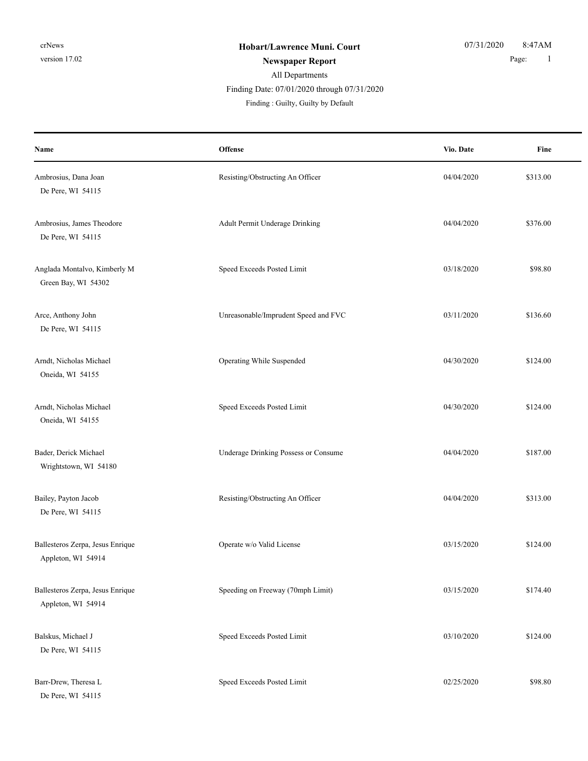**Hobart/Lawrence Muni. Court**

**Newspaper Report**

All Departments

Finding Date: 07/01/2020 through 07/31/2020

Finding : Guilty, Guilty by Default

| Name | Offense | Vio. Date | Fine |
|---|---|---|---|
| Ambrosius, Dana Joan<br>De Pere, WI 54115 | Resisting/Obstructing An Officer | 04/04/2020 | $313.00 |
| Ambrosius, James Theodore<br>De Pere, WI 54115 | Adult Permit Underage Drinking | 04/04/2020 | $376.00 |
| Anglada Montalvo, Kimberly M<br>Green Bay, WI 54302 | Speed Exceeds Posted Limit | 03/18/2020 | $98.80 |
| Arce, Anthony John<br>De Pere, WI 54115 | Unreasonable/Imprudent Speed and FVC | 03/11/2020 | $136.60 |
| Arndt, Nicholas Michael<br>Oneida, WI 54155 | Operating While Suspended | 04/30/2020 | $124.00 |
| Arndt, Nicholas Michael<br>Oneida, WI 54155 | Speed Exceeds Posted Limit | 04/30/2020 | $124.00 |
| Bader, Derick Michael<br>Wrightstown, WI 54180 | Underage Drinking Possess or Consume | 04/04/2020 | $187.00 |
| Bailey, Payton Jacob<br>De Pere, WI 54115 | Resisting/Obstructing An Officer | 04/04/2020 | $313.00 |
| Ballesteros Zerpa, Jesus Enrique<br>Appleton, WI 54914 | Operate w/o Valid License | 03/15/2020 | $124.00 |
| Ballesteros Zerpa, Jesus Enrique<br>Appleton, WI 54914 | Speeding on Freeway (70mph Limit) | 03/15/2020 | $174.40 |
| Balskus, Michael J<br>De Pere, WI 54115 | Speed Exceeds Posted Limit | 03/10/2020 | $124.00 |
| Barr-Drew, Theresa L<br>De Pere, WI 54115 | Speed Exceeds Posted Limit | 02/25/2020 | $98.80 |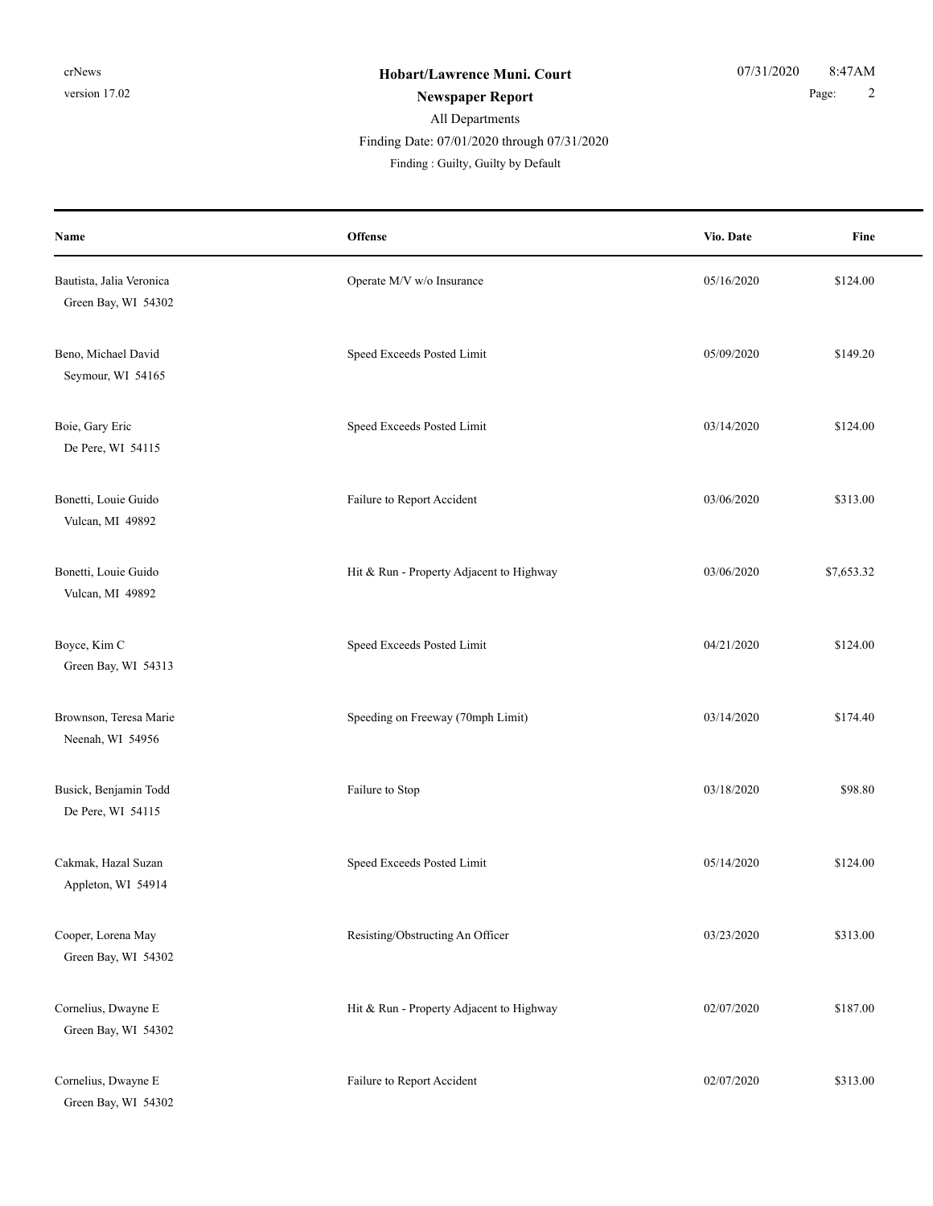**Hobart/Lawrence Muni. Court**

**Newspaper Report**

All Departments

Finding Date: 07/01/2020 through 07/31/2020

Finding : Guilty, Guilty by Default

| Name | Offense | Vio. Date | Fine |
|---|---|---|---|
| Bautista, Jalia Veronica<br>Green Bay, WI 54302 | Operate M/V w/o Insurance | 05/16/2020 | $124.00 |
| Beno, Michael David<br>Seymour, WI 54165 | Speed Exceeds Posted Limit | 05/09/2020 | $149.20 |
| Boie, Gary Eric<br>De Pere, WI 54115 | Speed Exceeds Posted Limit | 03/14/2020 | $124.00 |
| Bonetti, Louie Guido<br>Vulcan, MI 49892 | Failure to Report Accident | 03/06/2020 | $313.00 |
| Bonetti, Louie Guido<br>Vulcan, MI 49892 | Hit & Run - Property Adjacent to Highway | 03/06/2020 | $7,653.32 |
| Boyce, Kim C<br>Green Bay, WI 54313 | Speed Exceeds Posted Limit | 04/21/2020 | $124.00 |
| Brownson, Teresa Marie<br>Neenah, WI 54956 | Speeding on Freeway (70mph Limit) | 03/14/2020 | $174.40 |
| Busick, Benjamin Todd<br>De Pere, WI 54115 | Failure to Stop | 03/18/2020 | $98.80 |
| Cakmak, Hazal Suzan<br>Appleton, WI 54914 | Speed Exceeds Posted Limit | 05/14/2020 | $124.00 |
| Cooper, Lorena May<br>Green Bay, WI 54302 | Resisting/Obstructing An Officer | 03/23/2020 | $313.00 |
| Cornelius, Dwayne E<br>Green Bay, WI 54302 | Hit & Run - Property Adjacent to Highway | 02/07/2020 | $187.00 |
| Cornelius, Dwayne E<br>Green Bay, WI 54302 | Failure to Report Accident | 02/07/2020 | $313.00 |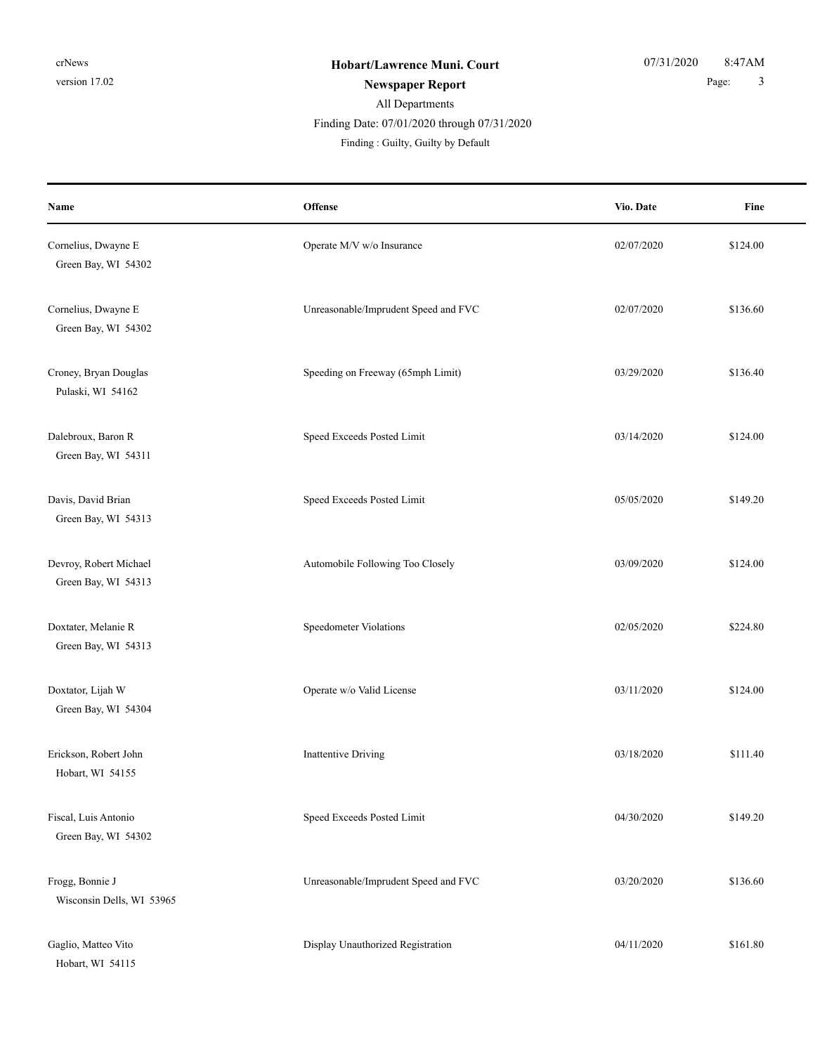**Hobart/Lawrence Muni. Court**

**Newspaper Report**

All Departments

Finding Date: 07/01/2020 through 07/31/2020

Finding : Guilty, Guilty by Default

| Name | Offense | Vio. Date | Fine |
|---|---|---|---|
| Cornelius, Dwayne E<br>Green Bay, WI 54302 | Operate M/V w/o Insurance | 02/07/2020 | $124.00 |
| Cornelius, Dwayne E<br>Green Bay, WI 54302 | Unreasonable/Imprudent Speed and FVC | 02/07/2020 | $136.60 |
| Croney, Bryan Douglas<br>Pulaski, WI 54162 | Speeding on Freeway (65mph Limit) | 03/29/2020 | $136.40 |
| Dalebroux, Baron R<br>Green Bay, WI 54311 | Speed Exceeds Posted Limit | 03/14/2020 | $124.00 |
| Davis, David Brian<br>Green Bay, WI 54313 | Speed Exceeds Posted Limit | 05/05/2020 | $149.20 |
| Devroy, Robert Michael<br>Green Bay, WI 54313 | Automobile Following Too Closely | 03/09/2020 | $124.00 |
| Doxtater, Melanie R<br>Green Bay, WI 54313 | Speedometer Violations | 02/05/2020 | $224.80 |
| Doxtator, Lijah W<br>Green Bay, WI 54304 | Operate w/o Valid License | 03/11/2020 | $124.00 |
| Erickson, Robert John<br>Hobart, WI 54155 | Inattentive Driving | 03/18/2020 | $111.40 |
| Fiscal, Luis Antonio<br>Green Bay, WI 54302 | Speed Exceeds Posted Limit | 04/30/2020 | $149.20 |
| Frogg, Bonnie J<br>Wisconsin Dells, WI 53965 | Unreasonable/Imprudent Speed and FVC | 03/20/2020 | $136.60 |
| Gaglio, Matteo Vito<br>Hobart, WI 54115 | Display Unauthorized Registration | 04/11/2020 | $161.80 |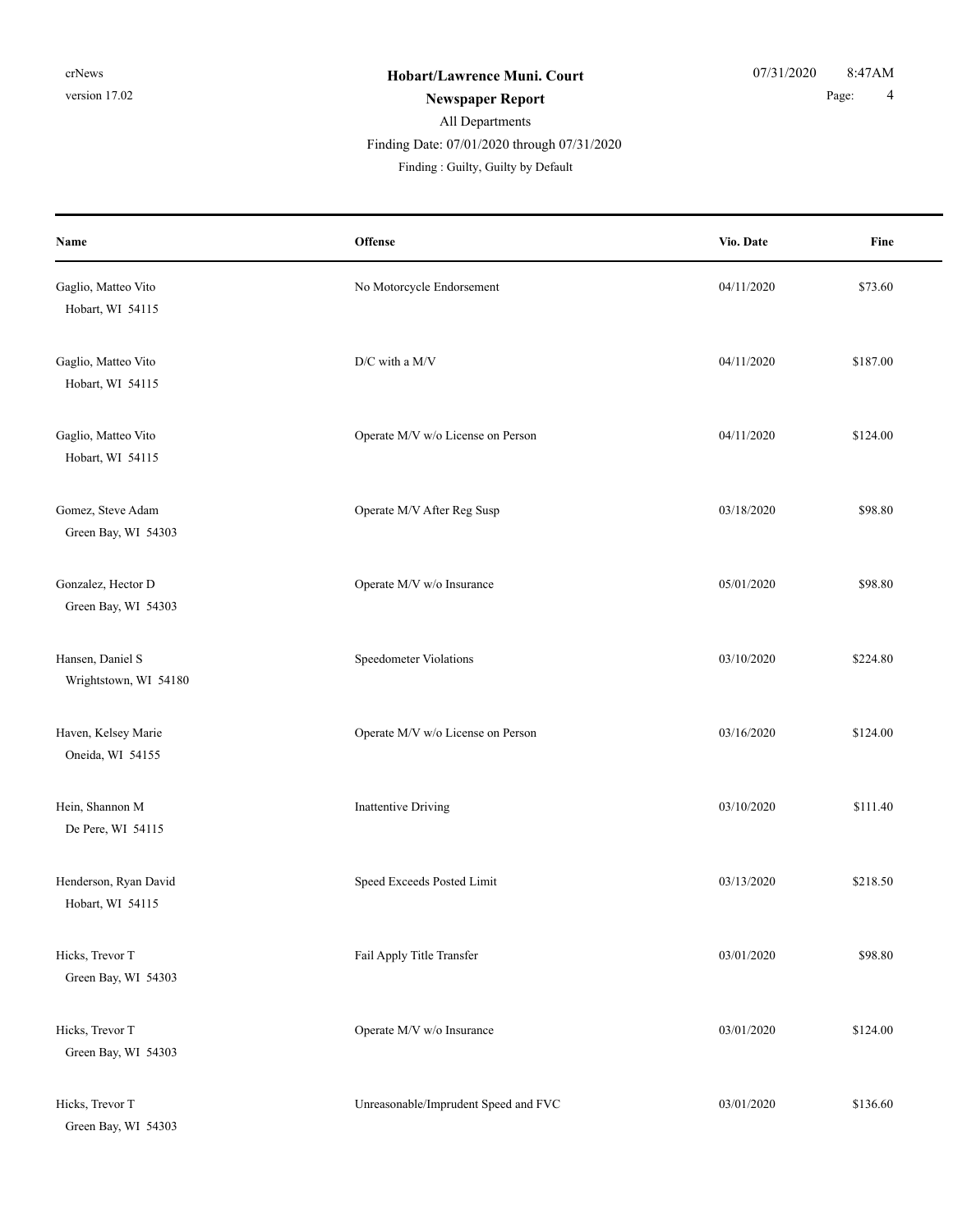**Hobart/Lawrence Muni. Court**

**Newspaper Report**

All Departments

Finding Date: 07/01/2020 through 07/31/2020

Finding : Guilty, Guilty by Default

| Name | Offense | Vio. Date | Fine |
|---|---|---|---|
| Gaglio, Matteo Vito<br>Hobart, WI 54115 | No Motorcycle Endorsement | 04/11/2020 | $73.60 |
| Gaglio, Matteo Vito<br>Hobart, WI 54115 | D/C with a M/V | 04/11/2020 | $187.00 |
| Gaglio, Matteo Vito<br>Hobart, WI 54115 | Operate M/V w/o License on Person | 04/11/2020 | $124.00 |
| Gomez, Steve Adam<br>Green Bay, WI 54303 | Operate M/V After Reg Susp | 03/18/2020 | $98.80 |
| Gonzalez, Hector D<br>Green Bay, WI 54303 | Operate M/V w/o Insurance | 05/01/2020 | $98.80 |
| Hansen, Daniel S<br>Wrightstown, WI 54180 | Speedometer Violations | 03/10/2020 | $224.80 |
| Haven, Kelsey Marie<br>Oneida, WI 54155 | Operate M/V w/o License on Person | 03/16/2020 | $124.00 |
| Hein, Shannon M<br>De Pere, WI 54115 | Inattentive Driving | 03/10/2020 | $111.40 |
| Henderson, Ryan David<br>Hobart, WI 54115 | Speed Exceeds Posted Limit | 03/13/2020 | $218.50 |
| Hicks, Trevor T<br>Green Bay, WI 54303 | Fail Apply Title Transfer | 03/01/2020 | $98.80 |
| Hicks, Trevor T<br>Green Bay, WI 54303 | Operate M/V w/o Insurance | 03/01/2020 | $124.00 |
| Hicks, Trevor T<br>Green Bay, WI 54303 | Unreasonable/Imprudent Speed and FVC | 03/01/2020 | $136.60 |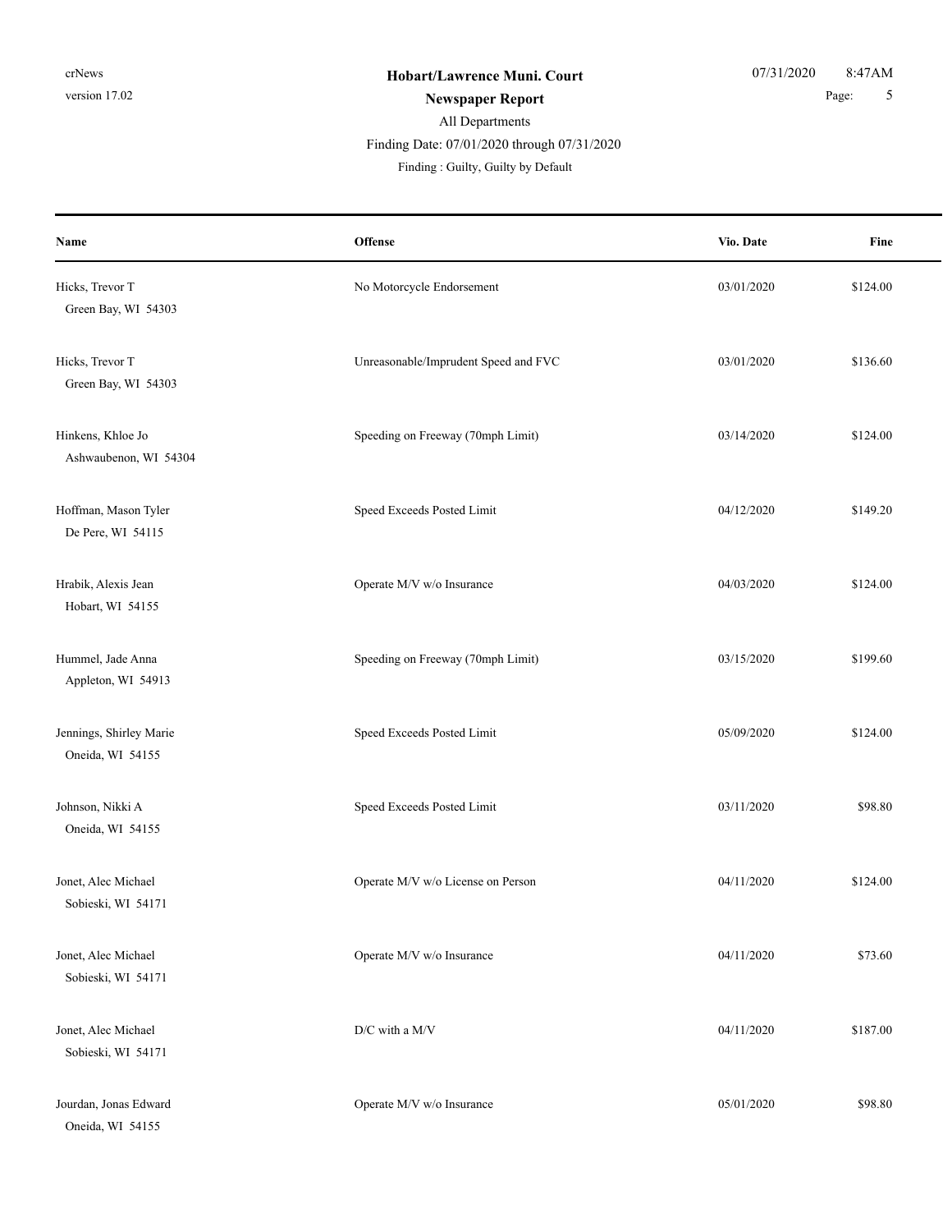**Hobart/Lawrence Muni. Court**

**Newspaper Report**

All Departments

Finding Date: 07/01/2020 through 07/31/2020

Finding : Guilty, Guilty by Default

| Name | Offense | Vio. Date | Fine |
|---|---|---|---|
| Hicks, Trevor T<br>Green Bay, WI 54303 | No Motorcycle Endorsement | 03/01/2020 | $124.00 |
| Hicks, Trevor T<br>Green Bay, WI 54303 | Unreasonable/Imprudent Speed and FVC | 03/01/2020 | $136.60 |
| Hinkens, Khloe Jo<br>Ashwaubenon, WI 54304 | Speeding on Freeway (70mph Limit) | 03/14/2020 | $124.00 |
| Hoffman, Mason Tyler<br>De Pere, WI 54115 | Speed Exceeds Posted Limit | 04/12/2020 | $149.20 |
| Hrabik, Alexis Jean<br>Hobart, WI 54155 | Operate M/V w/o Insurance | 04/03/2020 | $124.00 |
| Hummel, Jade Anna<br>Appleton, WI 54913 | Speeding on Freeway (70mph Limit) | 03/15/2020 | $199.60 |
| Jennings, Shirley Marie<br>Oneida, WI 54155 | Speed Exceeds Posted Limit | 05/09/2020 | $124.00 |
| Johnson, Nikki A<br>Oneida, WI 54155 | Speed Exceeds Posted Limit | 03/11/2020 | $98.80 |
| Jonet, Alec Michael<br>Sobieski, WI 54171 | Operate M/V w/o License on Person | 04/11/2020 | $124.00 |
| Jonet, Alec Michael<br>Sobieski, WI 54171 | Operate M/V w/o Insurance | 04/11/2020 | $73.60 |
| Jonet, Alec Michael<br>Sobieski, WI 54171 | D/C with a M/V | 04/11/2020 | $187.00 |
| Jourdan, Jonas Edward<br>Oneida, WI 54155 | Operate M/V w/o Insurance | 05/01/2020 | $98.80 |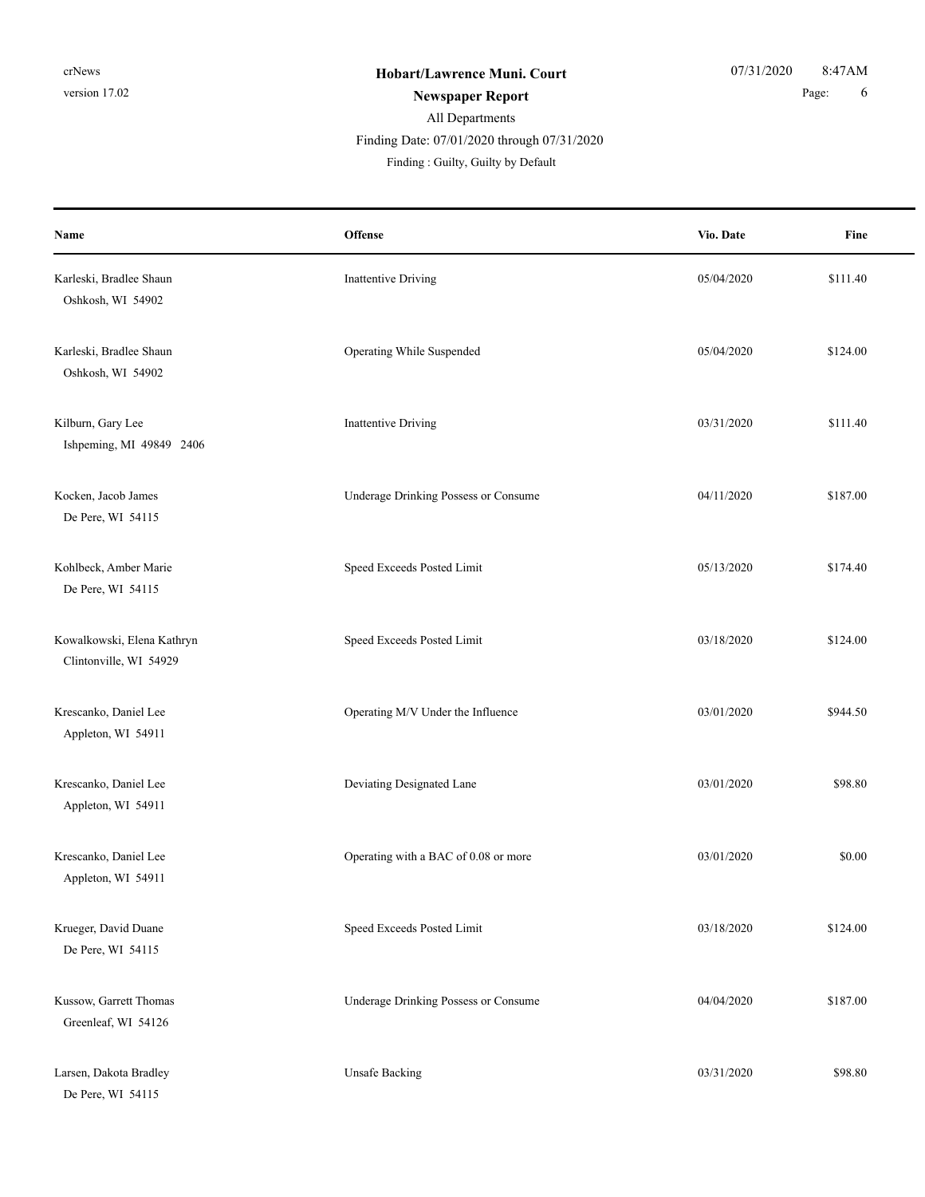| Name | Offense | Vio. Date | Fine |
|---|---|---|---|
| Karleski, Bradlee Shaun<br>Oshkosh, WI 54902 | Inattentive Driving | 05/04/2020 | $111.40 |
| Karleski, Bradlee Shaun<br>Oshkosh, WI 54902 | Operating While Suspended | 05/04/2020 | $124.00 |
| Kilburn, Gary Lee<br>Ishpeming, MI 49849 2406 | Inattentive Driving | 03/31/2020 | $111.40 |
| Kocken, Jacob James<br>De Pere, WI 54115 | Underage Drinking Possess or Consume | 04/11/2020 | $187.00 |
| Kohlbeck, Amber Marie<br>De Pere, WI 54115 | Speed Exceeds Posted Limit | 05/13/2020 | $174.40 |
| Kowalkowski, Elena Kathryn<br>Clintonville, WI 54929 | Speed Exceeds Posted Limit | 03/18/2020 | $124.00 |
| Krescanko, Daniel Lee<br>Appleton, WI 54911 | Operating M/V Under the Influence | 03/01/2020 | $944.50 |
| Krescanko, Daniel Lee<br>Appleton, WI 54911 | Deviating Designated Lane | 03/01/2020 | $98.80 |
| Krescanko, Daniel Lee<br>Appleton, WI 54911 | Operating with a BAC of 0.08 or more | 03/01/2020 | $0.00 |
| Krueger, David Duane<br>De Pere, WI 54115 | Speed Exceeds Posted Limit | 03/18/2020 | $124.00 |
| Kussow, Garrett Thomas<br>Greenleaf, WI 54126 | Underage Drinking Possess or Consume | 04/04/2020 | $187.00 |
| Larsen, Dakota Bradley<br>De Pere, WI 54115 | Unsafe Backing | 03/31/2020 | $98.80 |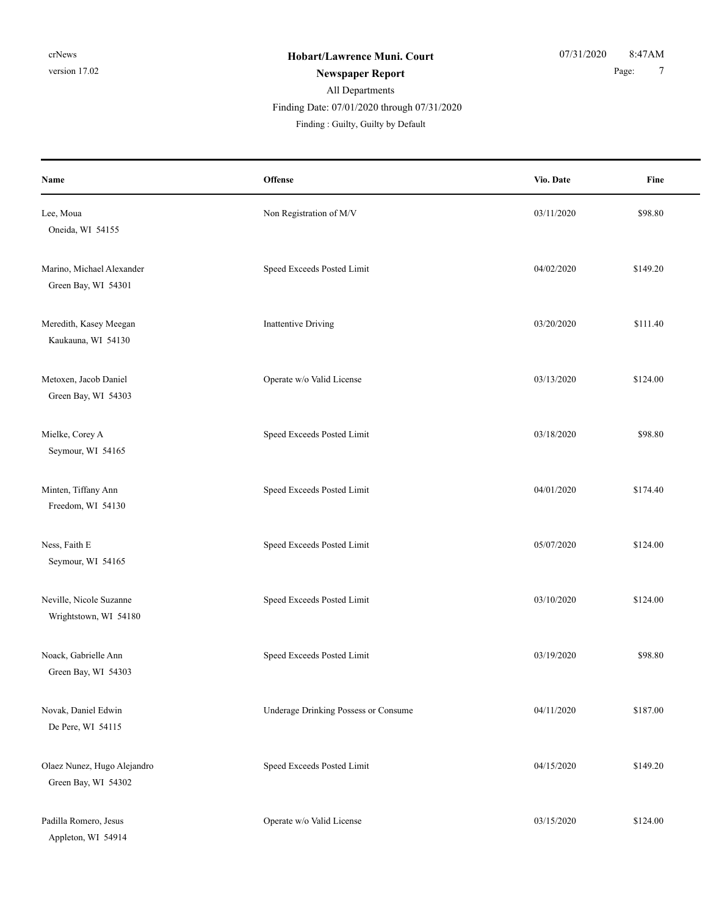**Hobart/Lawrence Muni. Court**

**Newspaper Report**

All Departments

Finding Date: 07/01/2020 through 07/31/2020

Finding : Guilty, Guilty by Default

| Name | Offense | Vio. Date | Fine |
|---|---|---|---|
| Lee, Moua<br>Oneida, WI 54155 | Non Registration of M/V | 03/11/2020 | $98.80 |
| Marino, Michael Alexander<br>Green Bay, WI 54301 | Speed Exceeds Posted Limit | 04/02/2020 | $149.20 |
| Meredith, Kasey Meegan<br>Kaukauna, WI 54130 | Inattentive Driving | 03/20/2020 | $111.40 |
| Metoxen, Jacob Daniel<br>Green Bay, WI 54303 | Operate w/o Valid License | 03/13/2020 | $124.00 |
| Mielke, Corey A<br>Seymour, WI 54165 | Speed Exceeds Posted Limit | 03/18/2020 | $98.80 |
| Minten, Tiffany Ann<br>Freedom, WI 54130 | Speed Exceeds Posted Limit | 04/01/2020 | $174.40 |
| Ness, Faith E<br>Seymour, WI 54165 | Speed Exceeds Posted Limit | 05/07/2020 | $124.00 |
| Neville, Nicole Suzanne<br>Wrightstown, WI 54180 | Speed Exceeds Posted Limit | 03/10/2020 | $124.00 |
| Noack, Gabrielle Ann<br>Green Bay, WI 54303 | Speed Exceeds Posted Limit | 03/19/2020 | $98.80 |
| Novak, Daniel Edwin<br>De Pere, WI 54115 | Underage Drinking Possess or Consume | 04/11/2020 | $187.00 |
| Olaez Nunez, Hugo Alejandro<br>Green Bay, WI 54302 | Speed Exceeds Posted Limit | 04/15/2020 | $149.20 |
| Padilla Romero, Jesus<br>Appleton, WI 54914 | Operate w/o Valid License | 03/15/2020 | $124.00 |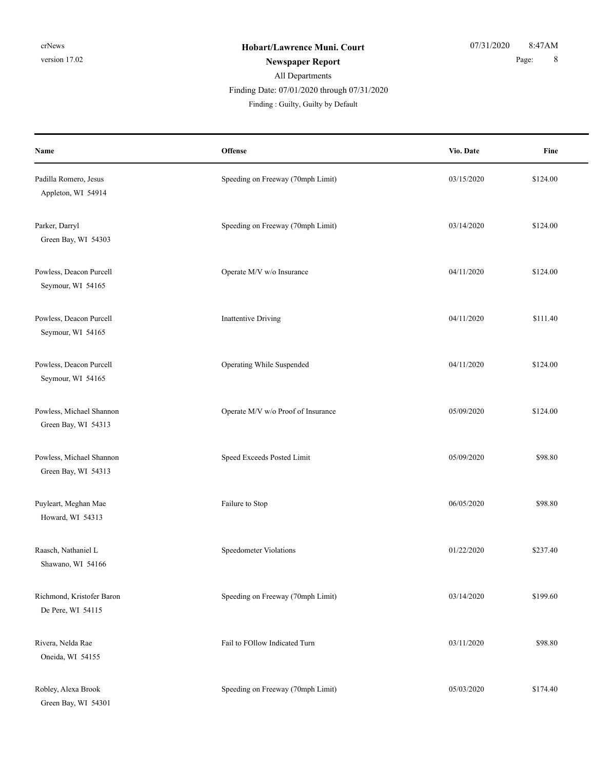**Hobart/Lawrence Muni. Court**

**Newspaper Report**

All Departments

Finding Date: 07/01/2020 through 07/31/2020

Finding : Guilty, Guilty by Default

| Name | Offense | Vio. Date | Fine |
|---|---|---|---|
| Padilla Romero, Jesus<br>Appleton, WI 54914 | Speeding on Freeway (70mph Limit) | 03/15/2020 | $124.00 |
| Parker, Darryl<br>Green Bay, WI 54303 | Speeding on Freeway (70mph Limit) | 03/14/2020 | $124.00 |
| Powless, Deacon Purcell<br>Seymour, WI 54165 | Operate M/V w/o Insurance | 04/11/2020 | $124.00 |
| Powless, Deacon Purcell<br>Seymour, WI 54165 | Inattentive Driving | 04/11/2020 | $111.40 |
| Powless, Deacon Purcell<br>Seymour, WI 54165 | Operating While Suspended | 04/11/2020 | $124.00 |
| Powless, Michael Shannon<br>Green Bay, WI 54313 | Operate M/V w/o Proof of Insurance | 05/09/2020 | $124.00 |
| Powless, Michael Shannon<br>Green Bay, WI 54313 | Speed Exceeds Posted Limit | 05/09/2020 | $98.80 |
| Puyleart, Meghan Mae<br>Howard, WI 54313 | Failure to Stop | 06/05/2020 | $98.80 |
| Raasch, Nathaniel L<br>Shawano, WI 54166 | Speedometer Violations | 01/22/2020 | $237.40 |
| Richmond, Kristofer Baron<br>De Pere, WI 54115 | Speeding on Freeway (70mph Limit) | 03/14/2020 | $199.60 |
| Rivera, Nelda Rae<br>Oneida, WI 54155 | Fail to FOllow Indicated Turn | 03/11/2020 | $98.80 |
| Robley, Alexa Brook<br>Green Bay, WI 54301 | Speeding on Freeway (70mph Limit) | 05/03/2020 | $174.40 |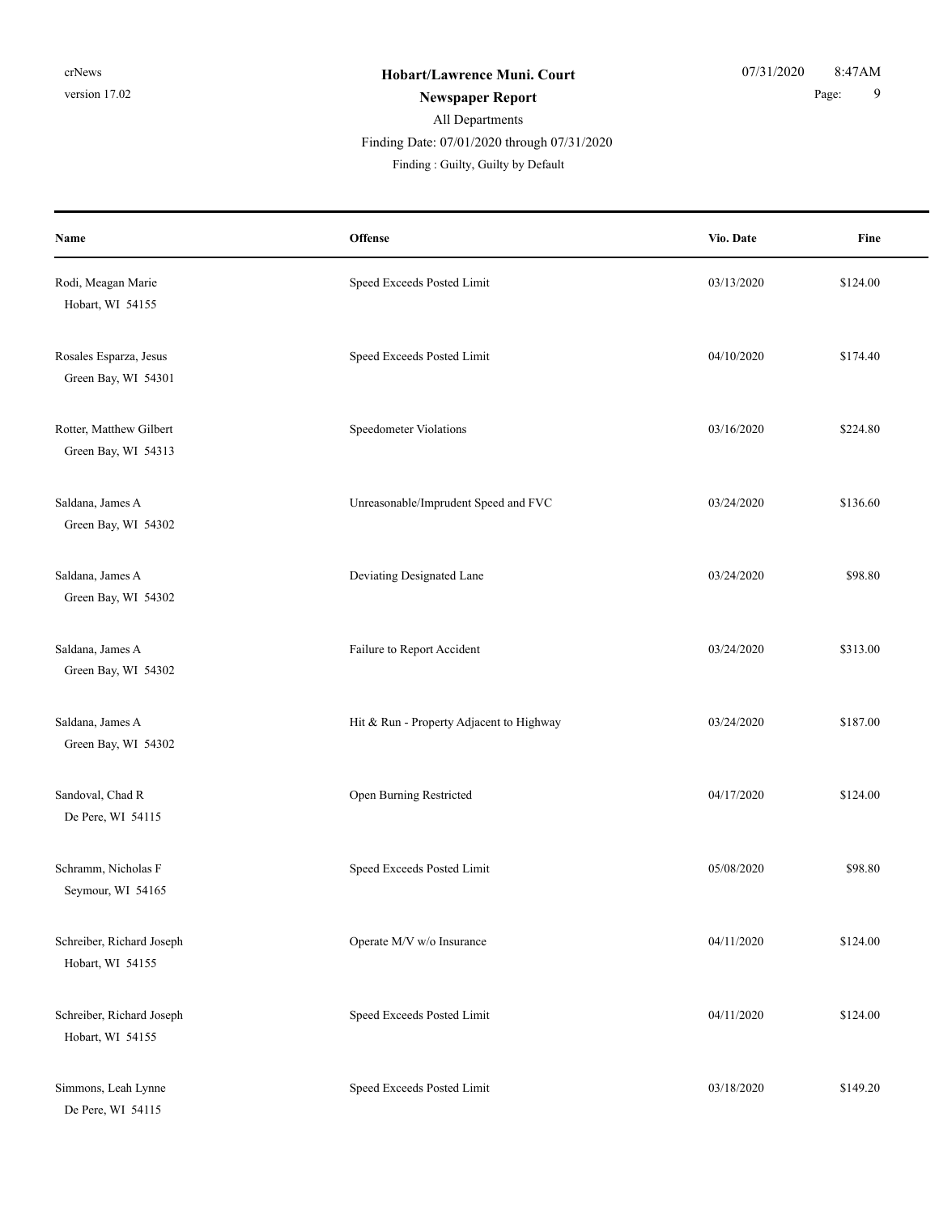**Hobart/Lawrence Muni. Court**

**Newspaper Report**

All Departments

Finding Date: 07/01/2020 through 07/31/2020

Finding : Guilty, Guilty by Default

| Name | Offense | Vio. Date | Fine |
|---|---|---|---|
| Rodi, Meagan Marie<br>Hobart, WI 54155 | Speed Exceeds Posted Limit | 03/13/2020 | $124.00 |
| Rosales Esparza, Jesus<br>Green Bay, WI 54301 | Speed Exceeds Posted Limit | 04/10/2020 | $174.40 |
| Rotter, Matthew Gilbert<br>Green Bay, WI 54313 | Speedometer Violations | 03/16/2020 | $224.80 |
| Saldana, James A<br>Green Bay, WI 54302 | Unreasonable/Imprudent Speed and FVC | 03/24/2020 | $136.60 |
| Saldana, James A<br>Green Bay, WI 54302 | Deviating Designated Lane | 03/24/2020 | $98.80 |
| Saldana, James A<br>Green Bay, WI 54302 | Failure to Report Accident | 03/24/2020 | $313.00 |
| Saldana, James A<br>Green Bay, WI 54302 | Hit & Run - Property Adjacent to Highway | 03/24/2020 | $187.00 |
| Sandoval, Chad R<br>De Pere, WI 54115 | Open Burning Restricted | 04/17/2020 | $124.00 |
| Schramm, Nicholas F<br>Seymour, WI 54165 | Speed Exceeds Posted Limit | 05/08/2020 | $98.80 |
| Schreiber, Richard Joseph<br>Hobart, WI 54155 | Operate M/V w/o Insurance | 04/11/2020 | $124.00 |
| Schreiber, Richard Joseph<br>Hobart, WI 54155 | Speed Exceeds Posted Limit | 04/11/2020 | $124.00 |
| Simmons, Leah Lynne<br>De Pere, WI 54115 | Speed Exceeds Posted Limit | 03/18/2020 | $149.20 |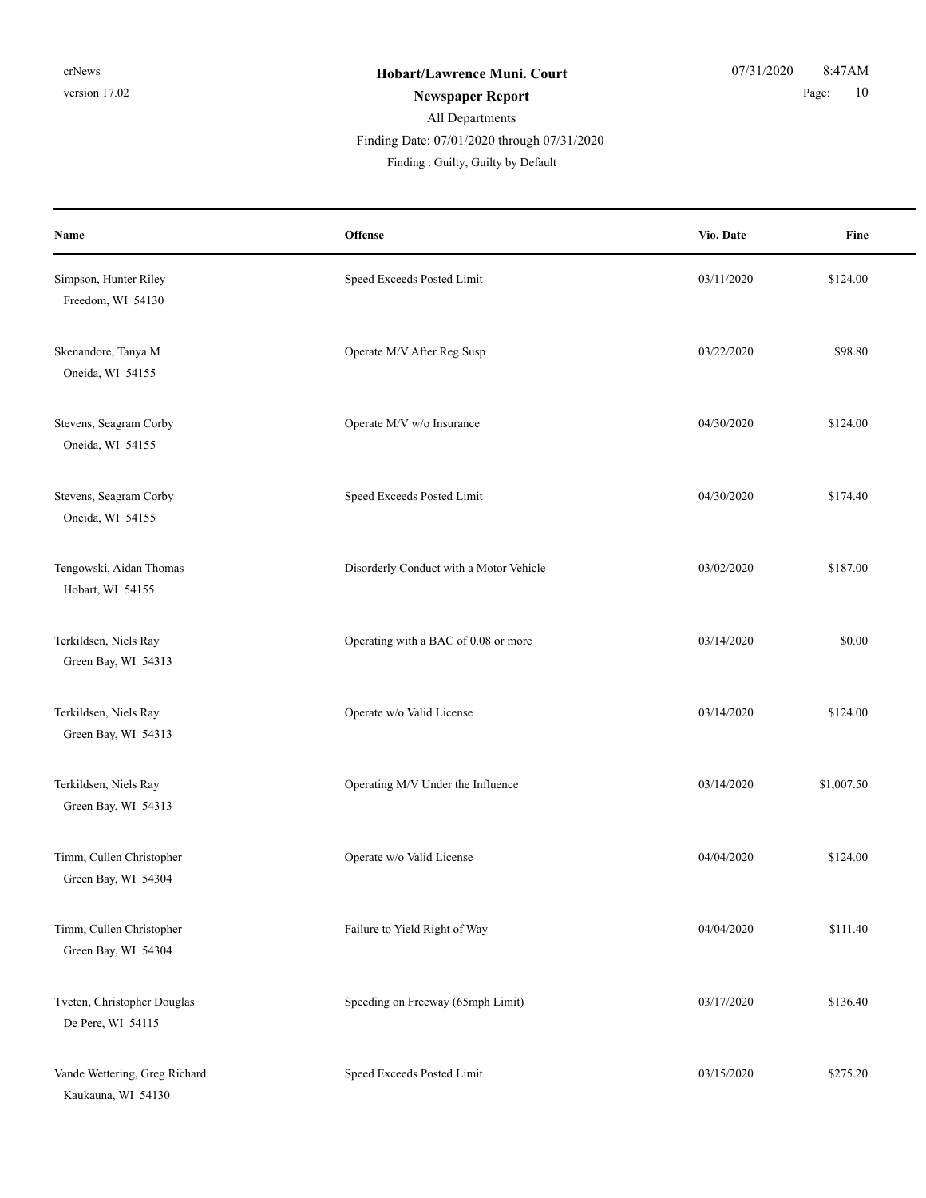| Name | Offense | Vio. Date | Fine |
| --- | --- | --- | --- |
| Simpson, Hunter Riley<br>Freedom, WI 54130 | Speed Exceeds Posted Limit | 03/11/2020 | $124.00 |
| Skenandore, Tanya M<br>Oneida, WI 54155 | Operate M/V After Reg Susp | 03/22/2020 | $98.80 |
| Stevens, Seagram Corby<br>Oneida, WI 54155 | Operate M/V w/o Insurance | 04/30/2020 | $124.00 |
| Stevens, Seagram Corby<br>Oneida, WI 54155 | Speed Exceeds Posted Limit | 04/30/2020 | $174.40 |
| Tengowski, Aidan Thomas<br>Hobart, WI 54155 | Disorderly Conduct with a Motor Vehicle | 03/02/2020 | $187.00 |
| Terkildsen, Niels Ray<br>Green Bay, WI 54313 | Operating with a BAC of 0.08 or more | 03/14/2020 | $0.00 |
| Terkildsen, Niels Ray<br>Green Bay, WI 54313 | Operate w/o Valid License | 03/14/2020 | $124.00 |
| Terkildsen, Niels Ray<br>Green Bay, WI 54313 | Operating M/V Under the Influence | 03/14/2020 | $1,007.50 |
| Timm, Cullen Christopher<br>Green Bay, WI 54304 | Operate w/o Valid License | 04/04/2020 | $124.00 |
| Timm, Cullen Christopher<br>Green Bay, WI 54304 | Failure to Yield Right of Way | 04/04/2020 | $111.40 |
| Tveten, Christopher Douglas<br>De Pere, WI 54115 | Speeding on Freeway (65mph Limit) | 03/17/2020 | $136.40 |
| Vande Wettering, Greg Richard<br>Kaukauna, WI 54130 | Speed Exceeds Posted Limit | 03/15/2020 | $275.20 |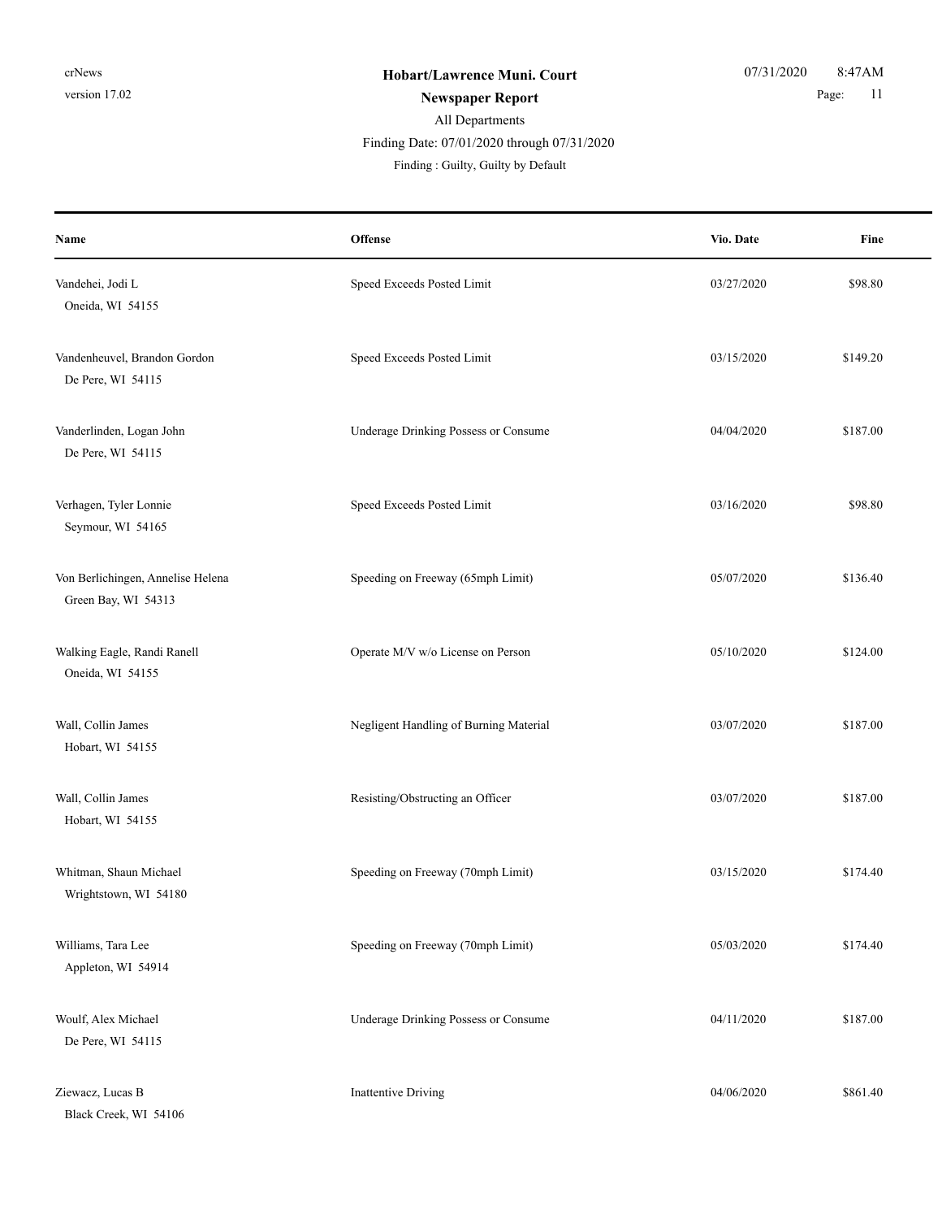**Hobart/Lawrence Muni. Court**

**Newspaper Report**

All Departments

Finding Date: 07/01/2020 through 07/31/2020

Finding : Guilty, Guilty by Default

| Name | Offense | Vio. Date | Fine |
|---|---|---|---|
| Vandehei, Jodi L<br>Oneida, WI 54155 | Speed Exceeds Posted Limit | 03/27/2020 | $98.80 |
| Vandenheuvel, Brandon Gordon<br>De Pere, WI 54115 | Speed Exceeds Posted Limit | 03/15/2020 | $149.20 |
| Vanderlinden, Logan John<br>De Pere, WI 54115 | Underage Drinking Possess or Consume | 04/04/2020 | $187.00 |
| Verhagen, Tyler Lonnie<br>Seymour, WI 54165 | Speed Exceeds Posted Limit | 03/16/2020 | $98.80 |
| Von Berlichingen, Annelise Helena<br>Green Bay, WI 54313 | Speeding on Freeway (65mph Limit) | 05/07/2020 | $136.40 |
| Walking Eagle, Randi Ranell<br>Oneida, WI 54155 | Operate M/V w/o License on Person | 05/10/2020 | $124.00 |
| Wall, Collin James<br>Hobart, WI 54155 | Negligent Handling of Burning Material | 03/07/2020 | $187.00 |
| Wall, Collin James<br>Hobart, WI 54155 | Resisting/Obstructing an Officer | 03/07/2020 | $187.00 |
| Whitman, Shaun Michael<br>Wrightstown, WI 54180 | Speeding on Freeway (70mph Limit) | 03/15/2020 | $174.40 |
| Williams, Tara Lee<br>Appleton, WI 54914 | Speeding on Freeway (70mph Limit) | 05/03/2020 | $174.40 |
| Woulf, Alex Michael<br>De Pere, WI 54115 | Underage Drinking Possess or Consume | 04/11/2020 | $187.00 |
| Ziewacz, Lucas B<br>Black Creek, WI 54106 | Inattentive Driving | 04/06/2020 | $861.40 |